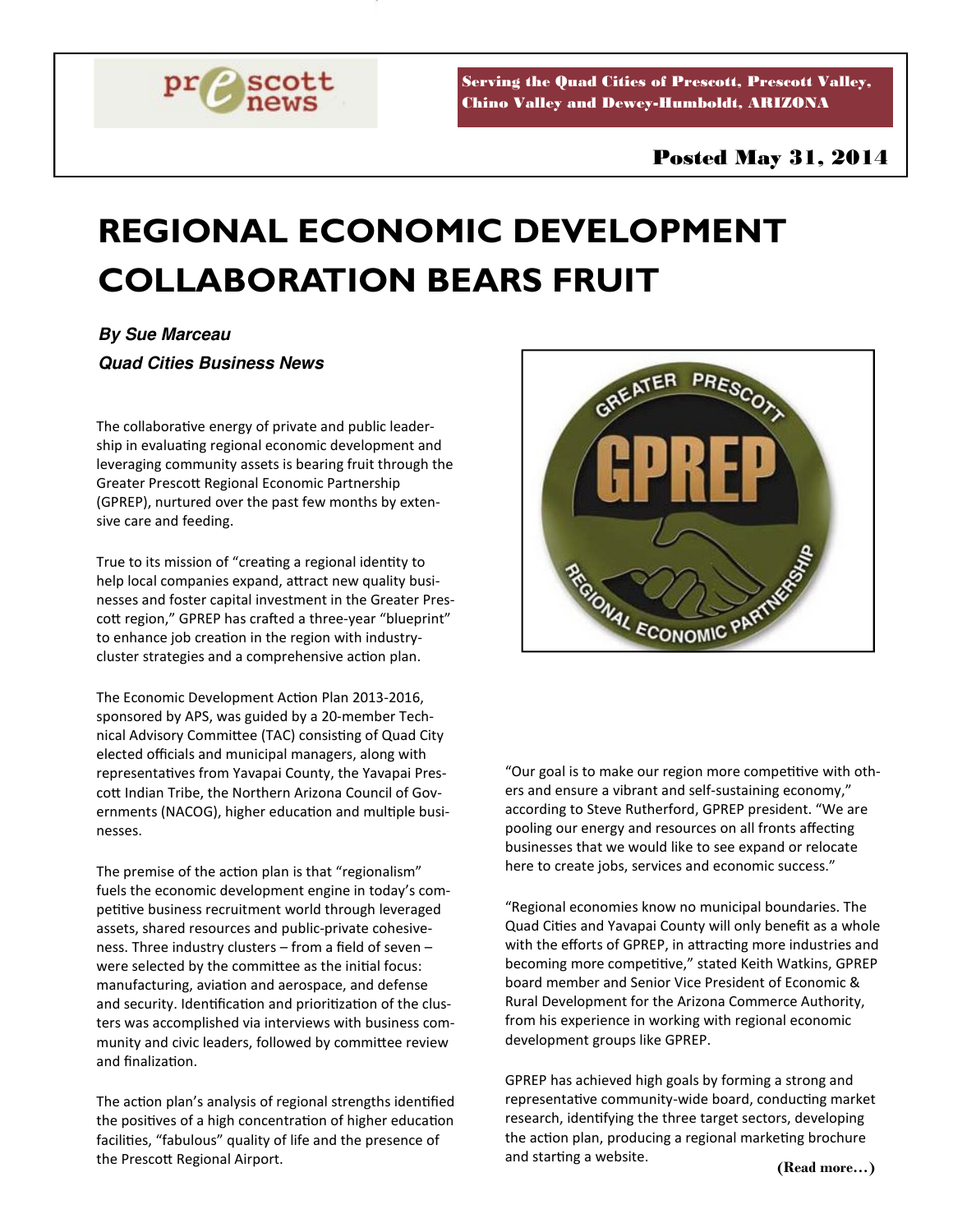Serving the Quad Cities of Prescott, Prescott Valley, Chino Valley and Dewey-Humboldt, ARIZONA

**Posted May 31, 2014**

# REGIONAL ECONOMIC DEVELOPMENT COLLABORATION BEARS FRUIT

***By Sue Marceau***

***Quad Cities Business News***

The collaborative energy of private and public leadership in evaluating regional economic development and leveraging community assets is bearing fruit through the Greater Prescott Regional Economic Partnership (GPREP), nurtured over the past few months by extensive care and feeding.

True to its mission of "creating a regional identity to help local companies expand, attract new quality businesses and foster capital investment in the Greater Prescott region," GPREP has crafted a three-year "blueprint" to enhance job creation in the region with industry-cluster strategies and a comprehensive action plan.

The Economic Development Action Plan 2013-2016, sponsored by APS, was guided by a 20-member Technical Advisory Committee (TAC) consisting of Quad City elected officials and municipal managers, along with representatives from Yavapai County, the Yavapai Prescott Indian Tribe, the Northern Arizona Council of Governments (NACOG), higher education and multiple businesses.

The premise of the action plan is that "regionalism" fuels the economic development engine in today's competitive business recruitment world through leveraged assets, shared resources and public-private cohesiveness. Three industry clusters – from a field of seven – were selected by the committee as the initial focus: manufacturing, aviation and aerospace, and defense and security. Identification and prioritization of the clusters was accomplished via interviews with business community and civic leaders, followed by committee review and finalization.

The action plan's analysis of regional strengths identified the positives of a high concentration of higher education facilities, "fabulous" quality of life and the presence of the Prescott Regional Airport.

"Our goal is to make our region more competitive with others and ensure a vibrant and self-sustaining economy," according to Steve Rutherford, GPREP president. "We are pooling our energy and resources on all fronts affecting businesses that we would like to see expand or relocate here to create jobs, services and economic success."

"Regional economies know no municipal boundaries. The Quad Cities and Yavapai County will only benefit as a whole with the efforts of GPREP, in attracting more industries and becoming more competitive," stated Keith Watkins, GPREP board member and Senior Vice President of Economic & Rural Development for the Arizona Commerce Authority, from his experience in working with regional economic development groups like GPREP.

GPREP has achieved high goals by forming a strong and representative community-wide board, conducting market research, identifying the three target sectors, developing the action plan, producing a regional marketing brochure and starting a website.

**(Read more…)**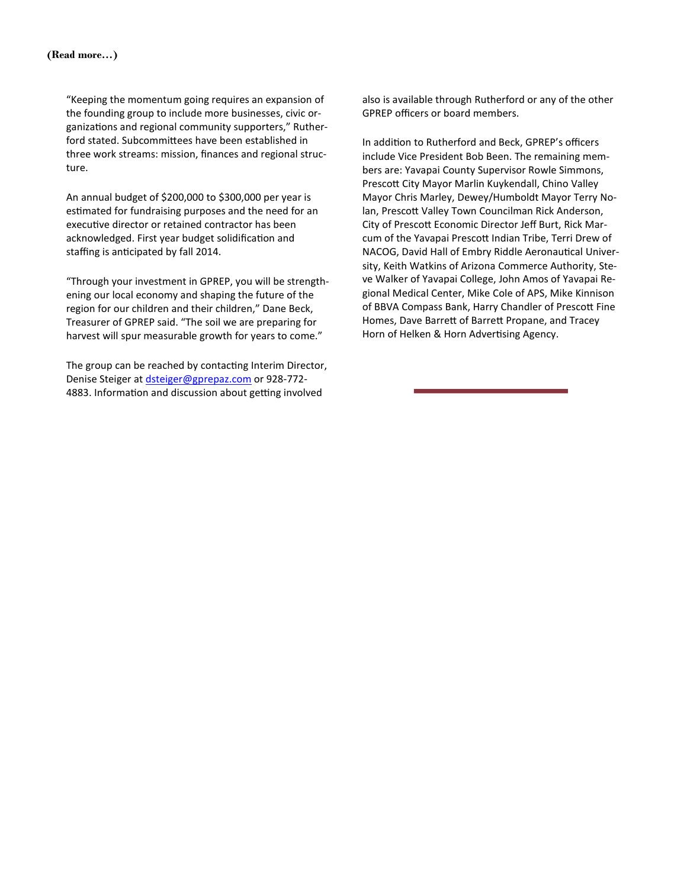**(Read more…)**

"Keeping the momentum going requires an expansion of the founding group to include more businesses, civic organizations and regional community supporters," Rutherford stated. Subcommittees have been established in three work streams: mission, finances and regional structure.

An annual budget of $200,000 to $300,000 per year is estimated for fundraising purposes and the need for an executive director or retained contractor has been acknowledged. First year budget solidification and staffing is anticipated by fall 2014.

"Through your investment in GPREP, you will be strengthening our local economy and shaping the future of the region for our children and their children," Dane Beck, Treasurer of GPREP said. "The soil we are preparing for harvest will spur measurable growth for years to come."

The group can be reached by contacting Interim Director, Denise Steiger at dsteiger@gprepaz.com or 928-772-4883. Information and discussion about getting involved also is available through Rutherford or any of the other GPREP officers or board members.

In addition to Rutherford and Beck, GPREP's officers include Vice President Bob Been. The remaining members are: Yavapai County Supervisor Rowle Simmons, Prescott City Mayor Marlin Kuykendall, Chino Valley Mayor Chris Marley, Dewey/Humboldt Mayor Terry Nolan, Prescott Valley Town Councilman Rick Anderson, City of Prescott Economic Director Jeff Burt, Rick Marcum of the Yavapai Prescott Indian Tribe, Terri Drew of NACOG, David Hall of Embry Riddle Aeronautical University, Keith Watkins of Arizona Commerce Authority, Steve Walker of Yavapai College, John Amos of Yavapai Regional Medical Center, Mike Cole of APS, Mike Kinnison of BBVA Compass Bank, Harry Chandler of Prescott Fine Homes, Dave Barrett of Barrett Propane, and Tracey Horn of Helken & Horn Advertising Agency.